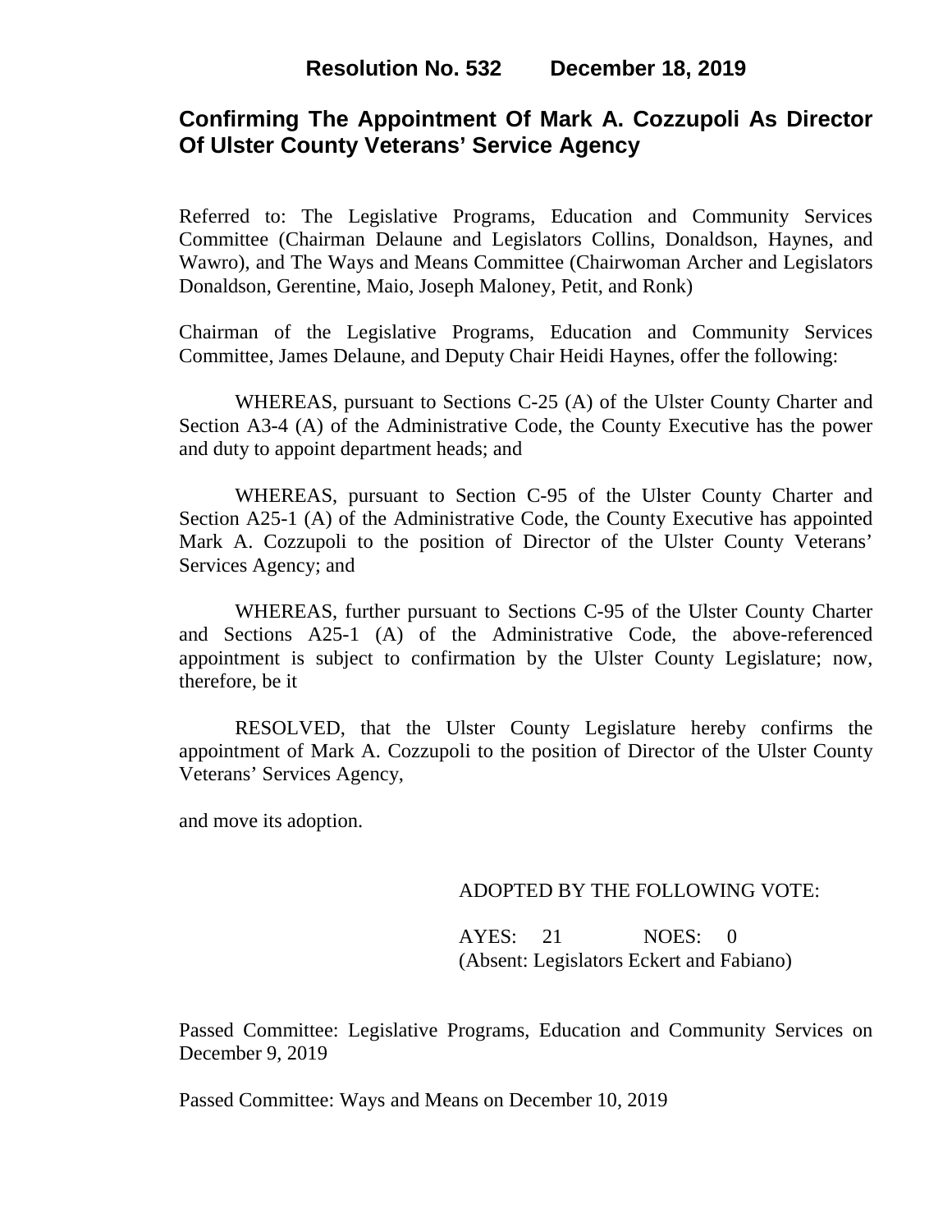**Resolution No. 532 December 18, 2019**

# Confirming The Appointment Of Mark A. Cozzupoli As Director Of Ulster County Veterans' Service Agency

Referred to: The Legislative Programs, Education and Community Services Committee (Chairman Delaune and Legislators Collins, Donaldson, Haynes, and Wawro), and The Ways and Means Committee (Chairwoman Archer and Legislators Donaldson, Gerentine, Maio, Joseph Maloney, Petit, and Ronk)

Chairman of the Legislative Programs, Education and Community Services Committee, James Delaune, and Deputy Chair Heidi Haynes, offer the following:

WHEREAS, pursuant to Sections C-25 (A) of the Ulster County Charter and Section A3-4 (A) of the Administrative Code, the County Executive has the power and duty to appoint department heads; and

WHEREAS, pursuant to Section C-95 of the Ulster County Charter and Section A25-1 (A) of the Administrative Code, the County Executive has appointed Mark A. Cozzupoli to the position of Director of the Ulster County Veterans' Services Agency; and

WHEREAS, further pursuant to Sections C-95 of the Ulster County Charter and Sections A25-1 (A) of the Administrative Code, the above-referenced appointment is subject to confirmation by the Ulster County Legislature; now, therefore, be it

RESOLVED, that the Ulster County Legislature hereby confirms the appointment of Mark A. Cozzupoli to the position of Director of the Ulster County Veterans' Services Agency,

and move its adoption.

ADOPTED BY THE FOLLOWING VOTE:

AYES: 21 NOES: 0
(Absent: Legislators Eckert and Fabiano)

Passed Committee: Legislative Programs, Education and Community Services on December 9, 2019

Passed Committee: Ways and Means on December 10, 2019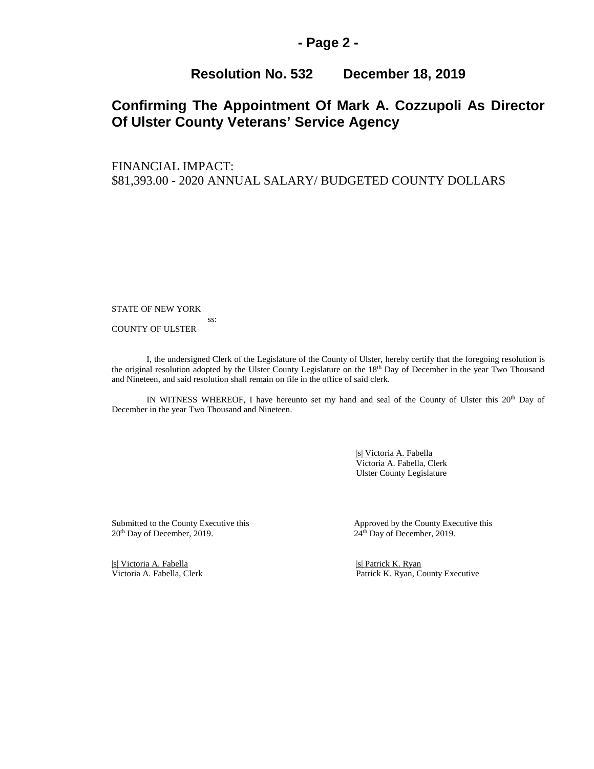**Resolution No. 532 December 18, 2019**

## Confirming The Appointment Of Mark A. Cozzupoli As Director Of Ulster County Veterans' Service Agency

FINANCIAL IMPACT:
$81,393.00 - 2020 ANNUAL SALARY/ BUDGETED COUNTY DOLLARS

STATE OF NEW YORK
ss:
COUNTY OF ULSTER

I, the undersigned Clerk of the Legislature of the County of Ulster, hereby certify that the foregoing resolution is the original resolution adopted by the Ulster County Legislature on the 18th Day of December in the year Two Thousand and Nineteen, and said resolution shall remain on file in the office of said clerk.

IN WITNESS WHEREOF, I have hereunto set my hand and seal of the County of Ulster this 20th Day of December in the year Two Thousand and Nineteen.

|s| Victoria A. Fabella
Victoria A. Fabella, Clerk
Ulster County Legislature

Submitted to the County Executive this
20th Day of December, 2019.

|s| Victoria A. Fabella
Victoria A. Fabella, Clerk

Approved by the County Executive this
24th Day of December, 2019.

|s| Patrick K. Ryan
Patrick K. Ryan, County Executive